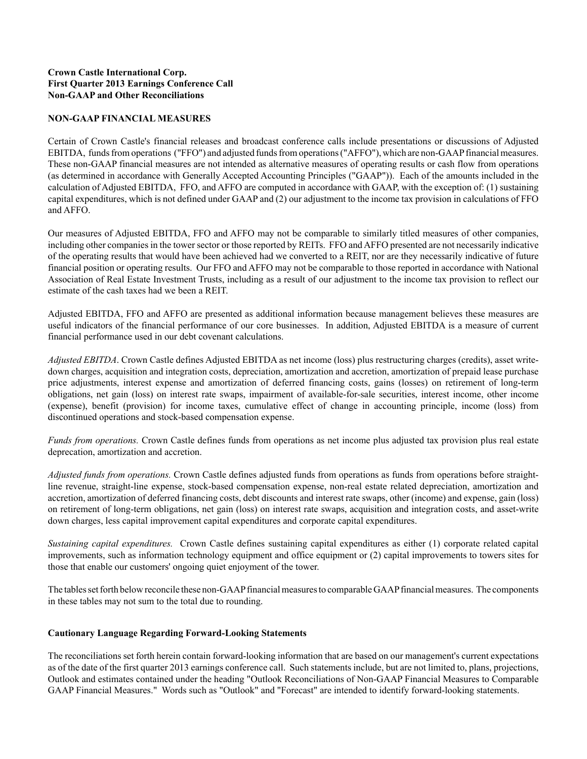**Crown Castle International Corp.**
**First Quarter 2013 Earnings Conference Call**
**Non-GAAP and Other Reconciliations**

**NON-GAAP FINANCIAL MEASURES**

Certain of Crown Castle's financial releases and broadcast conference calls include presentations or discussions of Adjusted EBITDA, funds from operations ("FFO") and adjusted funds from operations ("AFFO"), which are non-GAAP financial measures. These non-GAAP financial measures are not intended as alternative measures of operating results or cash flow from operations (as determined in accordance with Generally Accepted Accounting Principles ("GAAP")). Each of the amounts included in the calculation of Adjusted EBITDA, FFO, and AFFO are computed in accordance with GAAP, with the exception of: (1) sustaining capital expenditures, which is not defined under GAAP and (2) our adjustment to the income tax provision in calculations of FFO and AFFO.

Our measures of Adjusted EBITDA, FFO and AFFO may not be comparable to similarly titled measures of other companies, including other companies in the tower sector or those reported by REITs. FFO and AFFO presented are not necessarily indicative of the operating results that would have been achieved had we converted to a REIT, nor are they necessarily indicative of future financial position or operating results. Our FFO and AFFO may not be comparable to those reported in accordance with National Association of Real Estate Investment Trusts, including as a result of our adjustment to the income tax provision to reflect our estimate of the cash taxes had we been a REIT.

Adjusted EBITDA, FFO and AFFO are presented as additional information because management believes these measures are useful indicators of the financial performance of our core businesses. In addition, Adjusted EBITDA is a measure of current financial performance used in our debt covenant calculations.

*Adjusted EBITDA*. Crown Castle defines Adjusted EBITDA as net income (loss) plus restructuring charges (credits), asset write-down charges, acquisition and integration costs, depreciation, amortization and accretion, amortization of prepaid lease purchase price adjustments, interest expense and amortization of deferred financing costs, gains (losses) on retirement of long-term obligations, net gain (loss) on interest rate swaps, impairment of available-for-sale securities, interest income, other income (expense), benefit (provision) for income taxes, cumulative effect of change in accounting principle, income (loss) from discontinued operations and stock-based compensation expense.

*Funds from operations.* Crown Castle defines funds from operations as net income plus adjusted tax provision plus real estate deprecation, amortization and accretion.

*Adjusted funds from operations.* Crown Castle defines adjusted funds from operations as funds from operations before straight-line revenue, straight-line expense, stock-based compensation expense, non-real estate related depreciation, amortization and accretion, amortization of deferred financing costs, debt discounts and interest rate swaps, other (income) and expense, gain (loss) on retirement of long-term obligations, net gain (loss) on interest rate swaps, acquisition and integration costs, and asset-write down charges, less capital improvement capital expenditures and corporate capital expenditures.

*Sustaining capital expenditures.* Crown Castle defines sustaining capital expenditures as either (1) corporate related capital improvements, such as information technology equipment and office equipment or (2) capital improvements to towers sites for those that enable our customers' ongoing quiet enjoyment of the tower.

The tables set forth below reconcile these non-GAAP financial measures to comparable GAAP financial measures. The components in these tables may not sum to the total due to rounding.

**Cautionary Language Regarding Forward-Looking Statements**

The reconciliations set forth herein contain forward-looking information that are based on our management's current expectations as of the date of the first quarter 2013 earnings conference call. Such statements include, but are not limited to, plans, projections, Outlook and estimates contained under the heading "Outlook Reconciliations of Non-GAAP Financial Measures to Comparable GAAP Financial Measures." Words such as "Outlook" and "Forecast" are intended to identify forward-looking statements.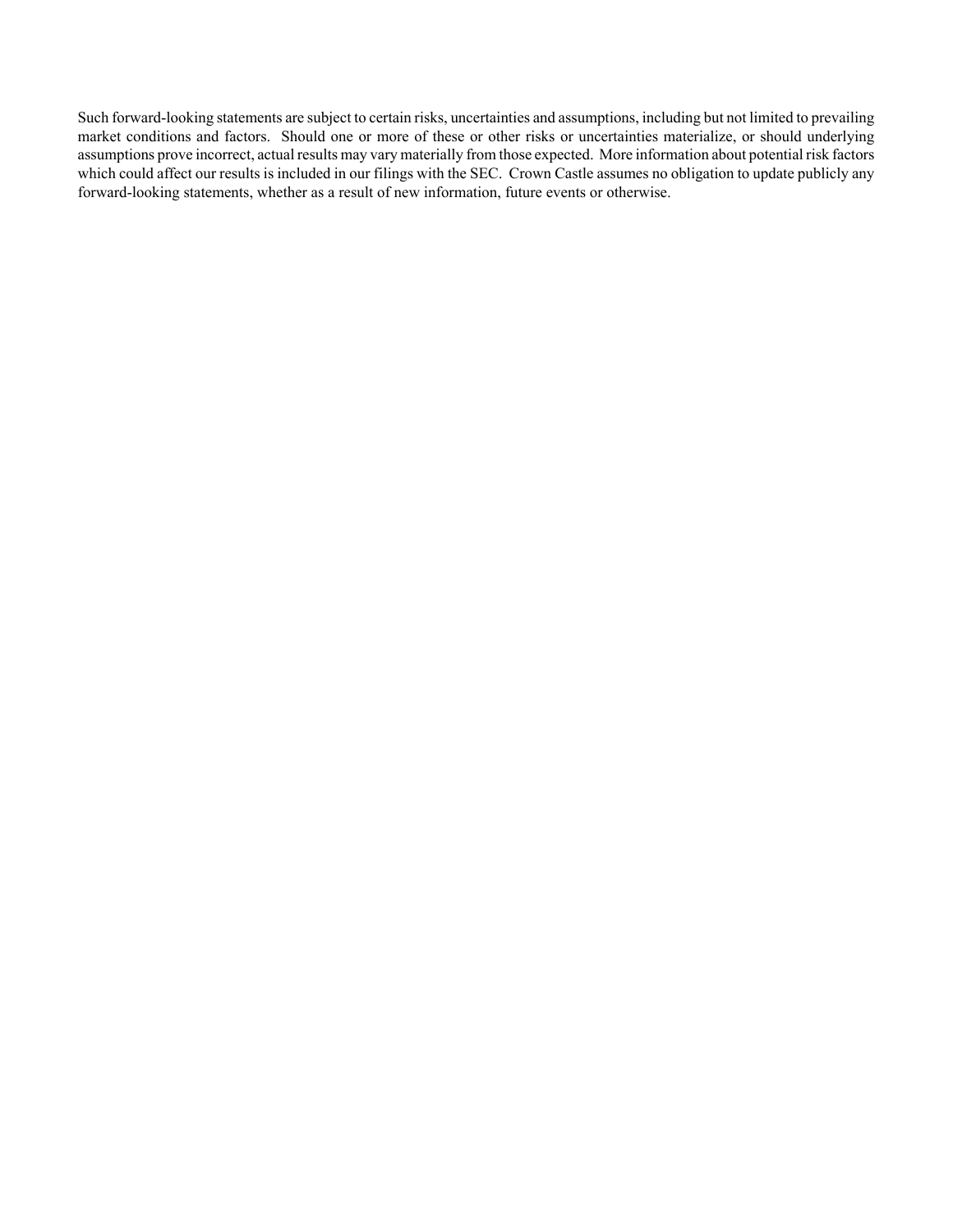Such forward-looking statements are subject to certain risks, uncertainties and assumptions, including but not limited to prevailing market conditions and factors. Should one or more of these or other risks or uncertainties materialize, or should underlying assumptions prove incorrect, actual results may vary materially from those expected. More information about potential risk factors which could affect our results is included in our filings with the SEC. Crown Castle assumes no obligation to update publicly any forward-looking statements, whether as a result of new information, future events or otherwise.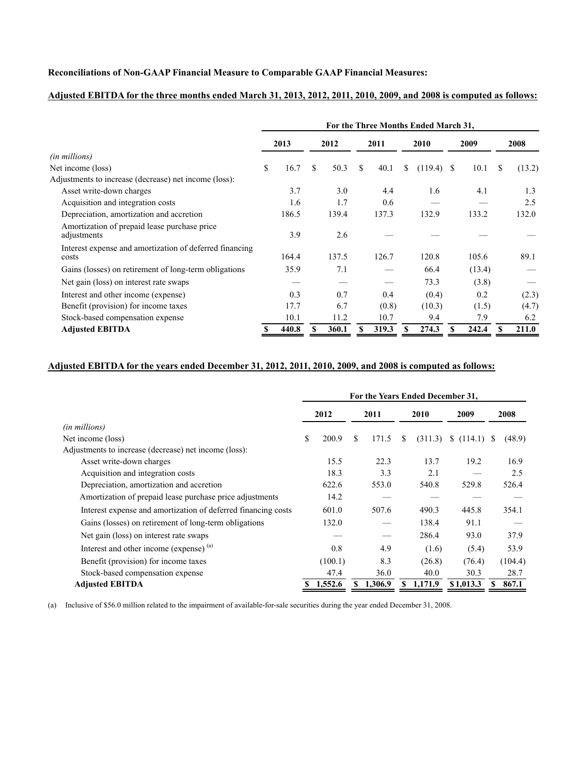**Reconciliations of Non-GAAP Financial Measure to Comparable GAAP Financial Measures:**

**Adjusted EBITDA for the three months ended March 31, 2013, 2012, 2011, 2010, 2009, and 2008 is computed as follows:**

| | For the Three Months Ended March 31, | | | | | |
|---|---|---|---|---|---|---|
| | 2013 | 2012 | 2011 | 2010 | 2009 | 2008 |
| *(in millions)* | | | | | | |
| Net income (loss) | $ 16.7 | $ 50.3 | $ 40.1 | $ (119.4) | $ 10.1 | $ (13.2) |
| Adjustments to increase (decrease) net income (loss): | | | | | | |
| Asset write-down charges | 3.7 | 3.0 | 4.4 | 1.6 | 4.1 | 1.3 |
| Acquisition and integration costs | 1.6 | 1.7 | 0.6 | — | — | 2.5 |
| Depreciation, amortization and accretion | 186.5 | 139.4 | 137.3 | 132.9 | 133.2 | 132.0 |
| Amortization of prepaid lease purchase price adjustments | 3.9 | 2.6 | — | — | — | — |
| Interest expense and amortization of deferred financing costs | 164.4 | 137.5 | 126.7 | 120.8 | 105.6 | 89.1 |
| Gains (losses) on retirement of long-term obligations | 35.9 | 7.1 | — | 66.4 | (13.4) | — |
| Net gain (loss) on interest rate swaps | — | — | — | 73.3 | (3.8) | — |
| Interest and other income (expense) | 0.3 | 0.7 | 0.4 | (0.4) | 0.2 | (2.3) |
| Benefit (provision) for income taxes | 17.7 | 6.7 | (0.8) | (10.3) | (1.5) | (4.7) |
| Stock-based compensation expense | 10.1 | 11.2 | 10.7 | 9.4 | 7.9 | 6.2 |
| **Adjusted EBITDA** | **$ 440.8** | **$ 360.1** | **$ 319.3** | **$ 274.3** | **$ 242.4** | **$ 211.0** |

**Adjusted EBITDA for the years ended December 31, 2012, 2011, 2010, 2009, and 2008 is computed as follows:**

| | For the Years Ended December 31, | | | | |
|---|---|---|---|---|---|
| | 2012 | 2011 | 2010 | 2009 | 2008 |
| *(in millions)* | | | | | |
| Net income (loss) | $ 200.9 | $ 171.5 | $ (311.3) | $ (114.1) | $ (48.9) |
| Adjustments to increase (decrease) net income (loss): | | | | | |
| Asset write-down charges | 15.5 | 22.3 | 13.7 | 19.2 | 16.9 |
| Acquisition and integration costs | 18.3 | 3.3 | 2.1 | — | 2.5 |
| Depreciation, amortization and accretion | 622.6 | 553.0 | 540.8 | 529.8 | 526.4 |
| Amortization of prepaid lease purchase price adjustments | 14.2 | — | — | — | — |
| Interest expense and amortization of deferred financing costs | 601.0 | 507.6 | 490.3 | 445.8 | 354.1 |
| Gains (losses) on retirement of long-term obligations | 132.0 | — | 138.4 | 91.1 | — |
| Net gain (loss) on interest rate swaps | — | — | 286.4 | 93.0 | 37.9 |
| Interest and other income (expense) [(a)] | 0.8 | 4.9 | (1.6) | (5.4) | 53.9 |
| Benefit (provision) for income taxes | (100.1) | 8.3 | (26.8) | (76.4) | (104.4) |
| Stock-based compensation expense | 47.4 | 36.0 | 40.0 | 30.3 | 28.7 |
| **Adjusted EBITDA** | **$ 1,552.6** | **$ 1,306.9** | **$ 1,171.9** | **$ 1,013.3** | **$ 867.1** |

(a) Inclusive of $56.0 million related to the impairment of available-for-sale securities during the year ended December 31, 2008.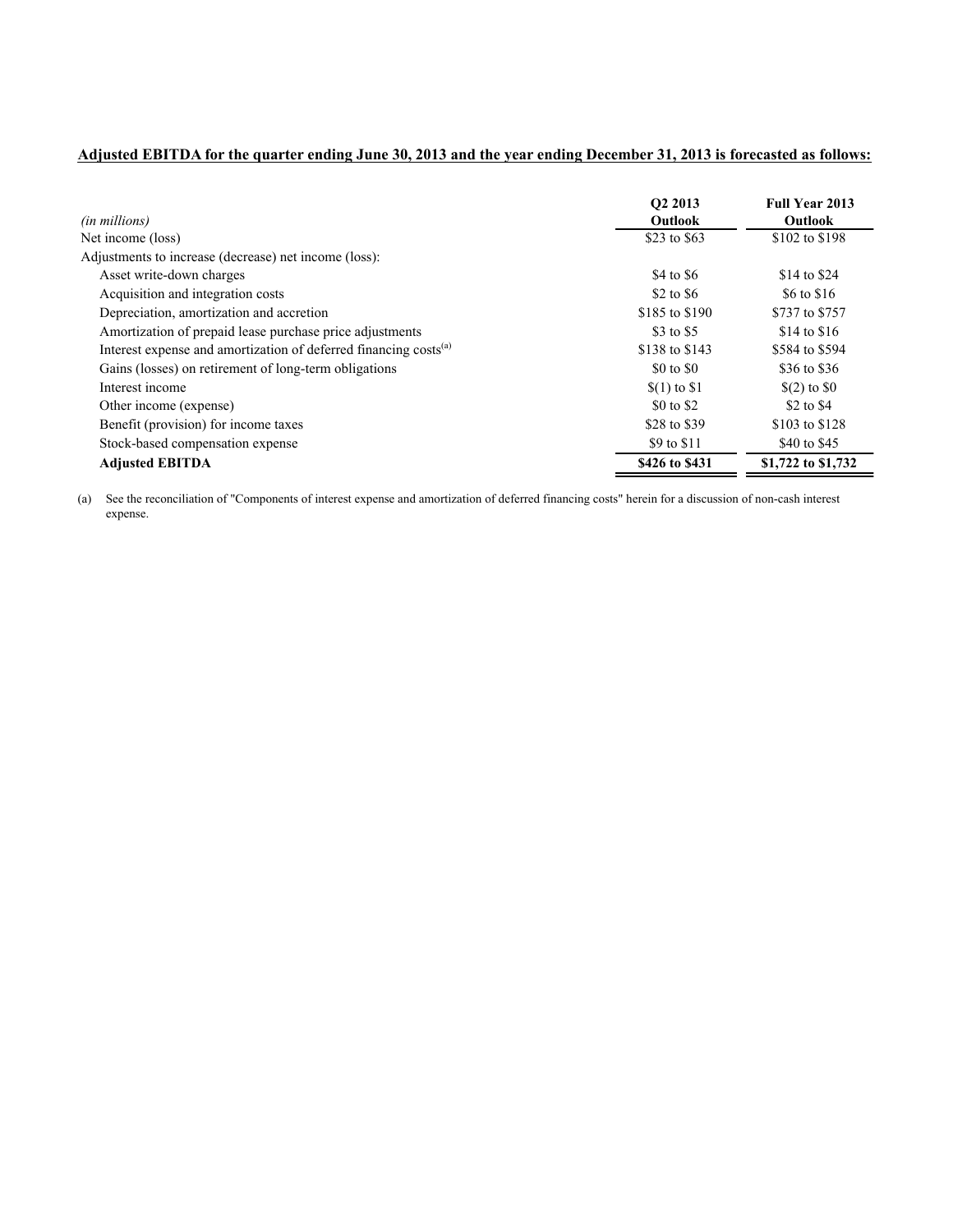**Adjusted EBITDA for the quarter ending June 30, 2013 and the year ending December 31, 2013 is forecasted as follows:**

| *(in millions)* | Q2 2013 Outlook | Full Year 2013 Outlook |
|---|---|---|
| Net income (loss) | $23 to $63 | $102 to $198 |
| Adjustments to increase (decrease) net income (loss): | | |
| Asset write-down charges | $4 to $6 | $14 to $24 |
| Acquisition and integration costs | $2 to $6 | $6 to $16 |
| Depreciation, amortization and accretion | $185 to $190 | $737 to $757 |
| Amortization of prepaid lease purchase price adjustments | $3 to $5 | $14 to $16 |
| Interest expense and amortization of deferred financing costs[(a)] | $138 to $143 | $584 to $594 |
| Gains (losses) on retirement of long-term obligations | $0 to $0 | $36 to $36 |
| Interest income | $(1) to $1 | $(2) to $0 |
| Other income (expense) | $0 to $2 | $2 to $4 |
| Benefit (provision) for income taxes | $28 to $39 | $103 to $128 |
| Stock-based compensation expense | $9 to $11 | $40 to $45 |
| **Adjusted EBITDA** | **$426 to $431** | **$1,722 to $1,732** |

(a) See the reconciliation of "Components of interest expense and amortization of deferred financing costs" herein for a discussion of non-cash interest expense.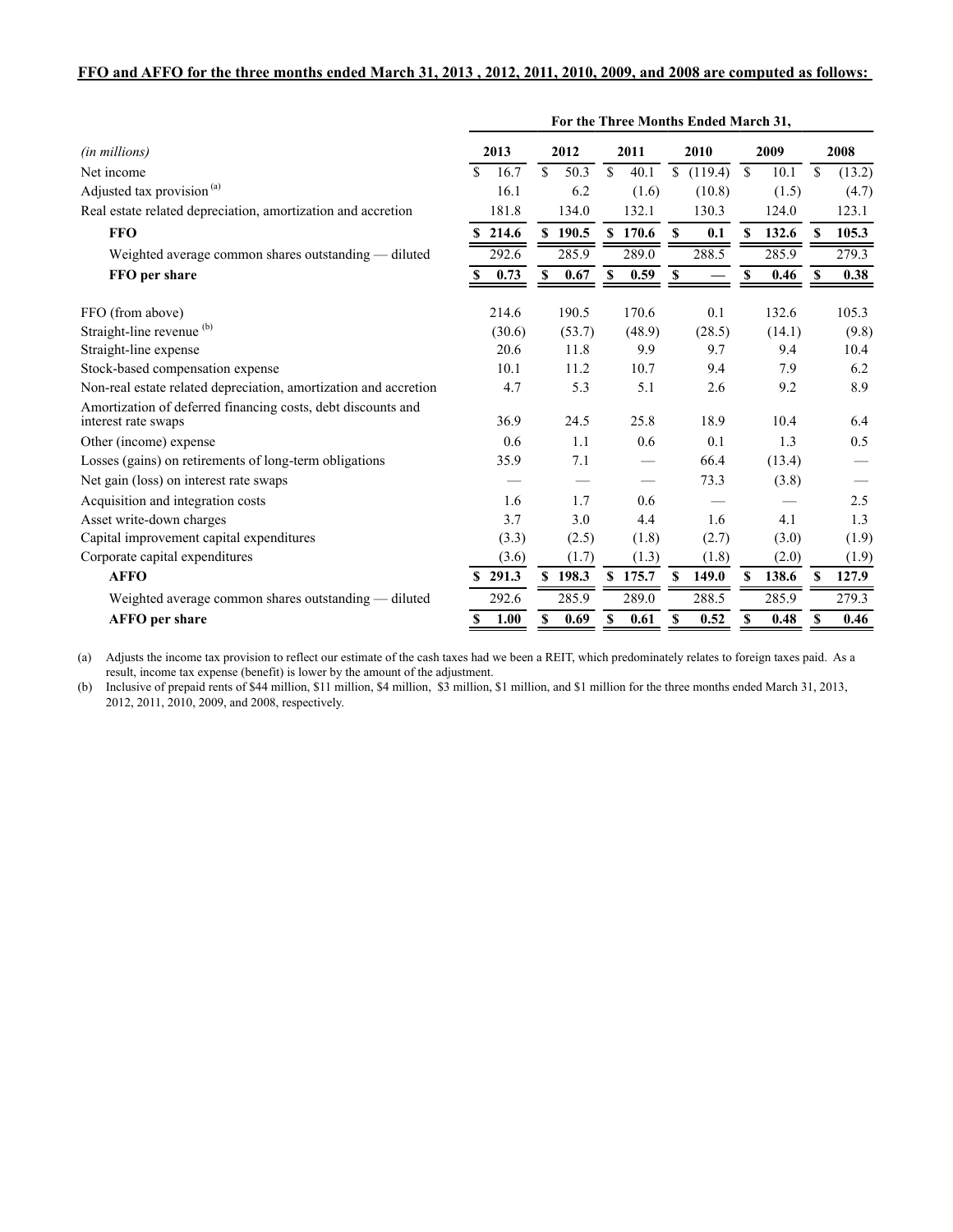**FFO and AFFO for the three months ended March 31, 2013 , 2012, 2011, 2010, 2009, and 2008 are computed as follows:**

| | For the Three Months Ended March 31, | | | | | |
|---|---|---|---|---|---|---|
| *(in millions)* | **2013** | **2012** | **2011** | **2010** | **2009** | **2008** |
| Net income | $ 16.7 | $ 50.3 | $ 40.1 | $ (119.4) | $ 10.1 | $ (13.2) |
| Adjusted tax provision [(a)] | 16.1 | 6.2 | (1.6) | (10.8) | (1.5) | (4.7) |
| Real estate related depreciation, amortization and accretion | 181.8 | 134.0 | 132.1 | 130.3 | 124.0 | 123.1 |
| **FFO** | **$ 214.6** | **$ 190.5** | **$ 170.6** | **$ 0.1** | **$ 132.6** | **$ 105.3** |
| Weighted average common shares outstanding — diluted | 292.6 | 285.9 | 289.0 | 288.5 | 285.9 | 279.3 |
| **FFO per share** | **$ 0.73** | **$ 0.67** | **$ 0.59** | **$ —** | **$ 0.46** | **$ 0.38** |
| | | | | | | |
| FFO (from above) | 214.6 | 190.5 | 170.6 | 0.1 | 132.6 | 105.3 |
| Straight-line revenue [(b)] | (30.6) | (53.7) | (48.9) | (28.5) | (14.1) | (9.8) |
| Straight-line expense | 20.6 | 11.8 | 9.9 | 9.7 | 9.4 | 10.4 |
| Stock-based compensation expense | 10.1 | 11.2 | 10.7 | 9.4 | 7.9 | 6.2 |
| Non-real estate related depreciation, amortization and accretion | 4.7 | 5.3 | 5.1 | 2.6 | 9.2 | 8.9 |
| Amortization of deferred financing costs, debt discounts and interest rate swaps | 36.9 | 24.5 | 25.8 | 18.9 | 10.4 | 6.4 |
| Other (income) expense | 0.6 | 1.1 | 0.6 | 0.1 | 1.3 | 0.5 |
| Losses (gains) on retirements of long-term obligations | 35.9 | 7.1 | — | 66.4 | (13.4) | — |
| Net gain (loss) on interest rate swaps | — | — | — | 73.3 | (3.8) | — |
| Acquisition and integration costs | 1.6 | 1.7 | 0.6 | — | — | 2.5 |
| Asset write-down charges | 3.7 | 3.0 | 4.4 | 1.6 | 4.1 | 1.3 |
| Capital improvement capital expenditures | (3.3) | (2.5) | (1.8) | (2.7) | (3.0) | (1.9) |
| Corporate capital expenditures | (3.6) | (1.7) | (1.3) | (1.8) | (2.0) | (1.9) |
| **AFFO** | **$ 291.3** | **$ 198.3** | **$ 175.7** | **$ 149.0** | **$ 138.6** | **$ 127.9** |
| Weighted average common shares outstanding — diluted | 292.6 | 285.9 | 289.0 | 288.5 | 285.9 | 279.3 |
| **AFFO per share** | **$ 1.00** | **$ 0.69** | **$ 0.61** | **$ 0.52** | **$ 0.48** | **$ 0.46** |

(a) Adjusts the income tax provision to reflect our estimate of the cash taxes had we been a REIT, which predominately relates to foreign taxes paid. As a result, income tax expense (benefit) is lower by the amount of the adjustment.

(b) Inclusive of prepaid rents of $44 million, $11 million, $4 million, $3 million, $1 million, and $1 million for the three months ended March 31, 2013, 2012, 2011, 2010, 2009, and 2008, respectively.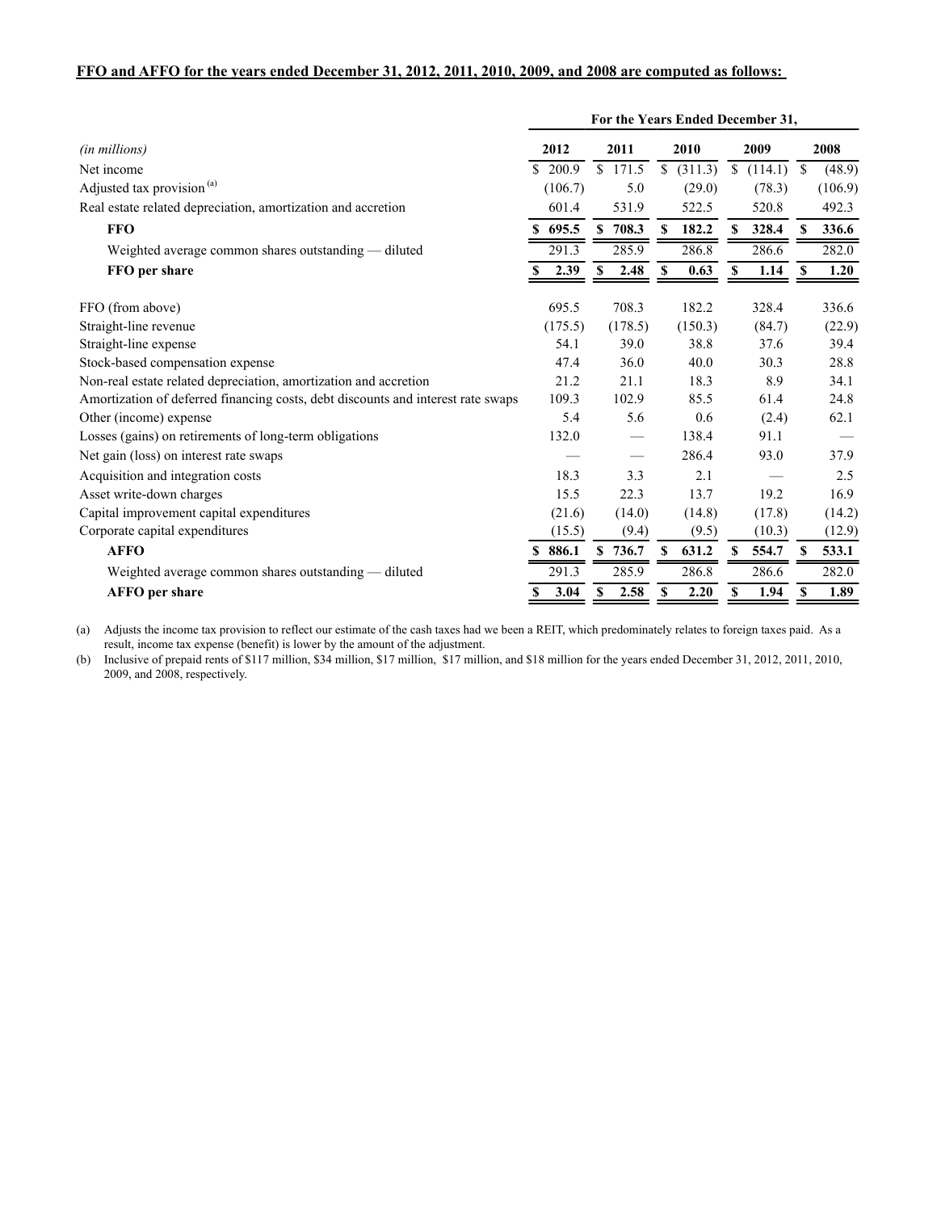**FFO and AFFO for the years ended December 31, 2012, 2011, 2010, 2009, and 2008 are computed as follows:**

| | For the Years Ended December 31, | | | | |
|---|---|---|---|---|---|
| *(in millions)* | 2012 | 2011 | 2010 | 2009 | 2008 |
| Net income | $ 200.9 | $ 171.5 | $ (311.3) | $ (114.1) | $ (48.9) |
| Adjusted tax provision [(a)] | (106.7) | 5.0 | (29.0) | (78.3) | (106.9) |
| Real estate related depreciation, amortization and accretion | 601.4 | 531.9 | 522.5 | 520.8 | 492.3 |
| **FFO** | **$ 695.5** | **$ 708.3** | **$ 182.2** | **$ 328.4** | **$ 336.6** |
| Weighted average common shares outstanding — diluted | 291.3 | 285.9 | 286.8 | 286.6 | 282.0 |
| **FFO per share** | **$ 2.39** | **$ 2.48** | **$ 0.63** | **$ 1.14** | **$ 1.20** |
| | | | | | |
| FFO (from above) | 695.5 | 708.3 | 182.2 | 328.4 | 336.6 |
| Straight-line revenue | (175.5) | (178.5) | (150.3) | (84.7) | (22.9) |
| Straight-line expense | 54.1 | 39.0 | 38.8 | 37.6 | 39.4 |
| Stock-based compensation expense | 47.4 | 36.0 | 40.0 | 30.3 | 28.8 |
| Non-real estate related depreciation, amortization and accretion | 21.2 | 21.1 | 18.3 | 8.9 | 34.1 |
| Amortization of deferred financing costs, debt discounts and interest rate swaps | 109.3 | 102.9 | 85.5 | 61.4 | 24.8 |
| Other (income) expense | 5.4 | 5.6 | 0.6 | (2.4) | 62.1 |
| Losses (gains) on retirements of long-term obligations | 132.0 | — | 138.4 | 91.1 | — |
| Net gain (loss) on interest rate swaps | — | — | 286.4 | 93.0 | 37.9 |
| Acquisition and integration costs | 18.3 | 3.3 | 2.1 | — | 2.5 |
| Asset write-down charges | 15.5 | 22.3 | 13.7 | 19.2 | 16.9 |
| Capital improvement capital expenditures | (21.6) | (14.0) | (14.8) | (17.8) | (14.2) |
| Corporate capital expenditures | (15.5) | (9.4) | (9.5) | (10.3) | (12.9) |
| **AFFO** | **$ 886.1** | **$ 736.7** | **$ 631.2** | **$ 554.7** | **$ 533.1** |
| Weighted average common shares outstanding — diluted | 291.3 | 285.9 | 286.8 | 286.6 | 282.0 |
| **AFFO per share** | **$ 3.04** | **$ 2.58** | **$ 2.20** | **$ 1.94** | **$ 1.89** |

(a) Adjusts the income tax provision to reflect our estimate of the cash taxes had we been a REIT, which predominately relates to foreign taxes paid. As a result, income tax expense (benefit) is lower by the amount of the adjustment.

(b) Inclusive of prepaid rents of $117 million, $34 million, $17 million, $17 million, and $18 million for the years ended December 31, 2012, 2011, 2010, 2009, and 2008, respectively.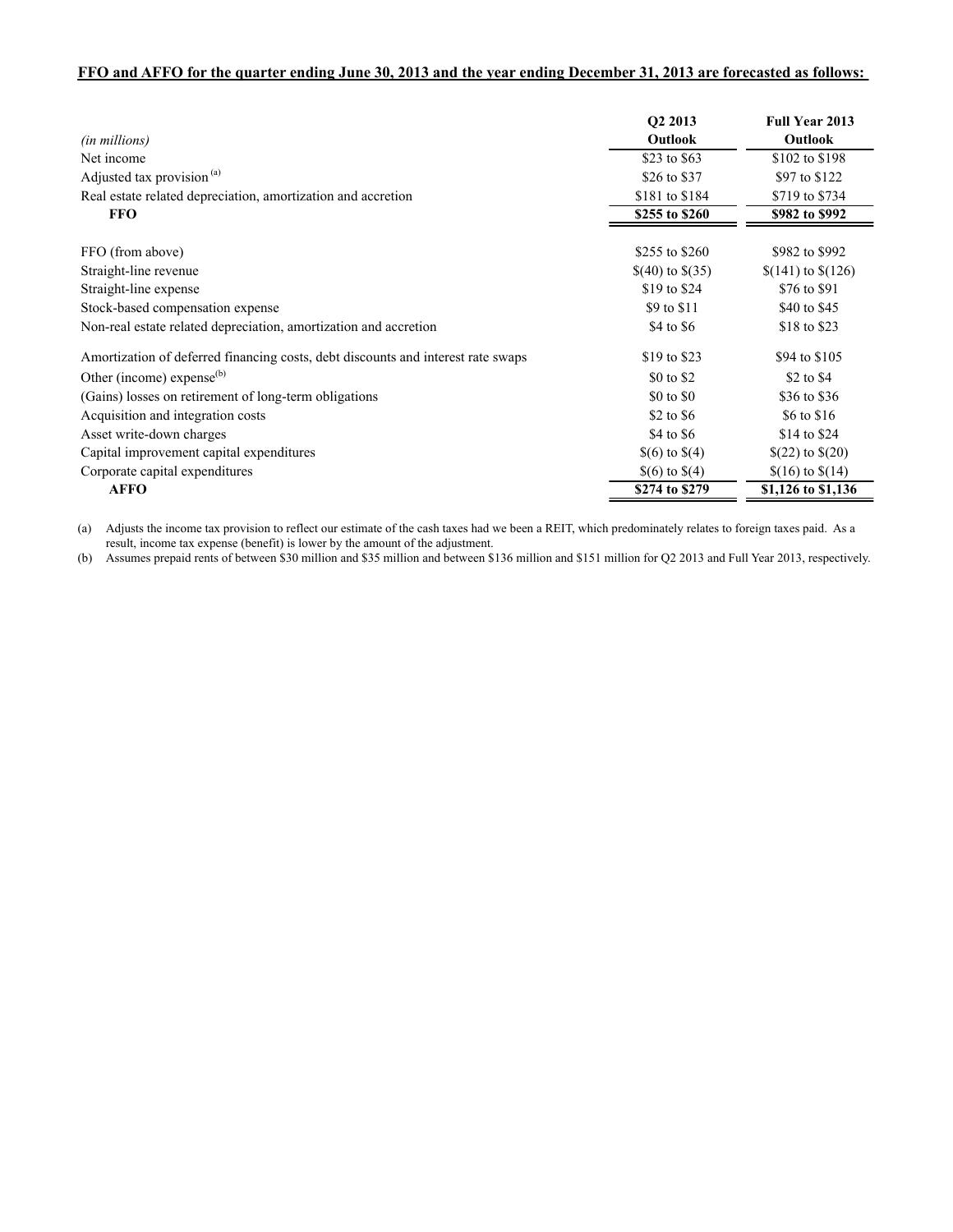**FFO and AFFO for the quarter ending June 30, 2013 and the year ending December 31, 2013 are forecasted as follows:**

| *(in millions)* | Q2 2013 Outlook | Full Year 2013 Outlook |
|---|---|---|
| Net income | \$23 to \$63 | \$102 to \$198 |
| Adjusted tax provision [(a)] | \$26 to \$37 | \$97 to \$122 |
| Real estate related depreciation, amortization and accretion | \$181 to \$184 | \$719 to \$734 |
| **FFO** | **\$255 to \$260** | **\$982 to \$992** |
| | | |
| FFO (from above) | \$255 to \$260 | \$982 to \$992 |
| Straight-line revenue | \$(40) to \$(35) | \$(141) to \$(126) |
| Straight-line expense | \$19 to \$24 | \$76 to \$91 |
| Stock-based compensation expense | \$9 to \$11 | \$40 to \$45 |
| Non-real estate related depreciation, amortization and accretion | \$4 to \$6 | \$18 to \$23 |
| Amortization of deferred financing costs, debt discounts and interest rate swaps | \$19 to \$23 | \$94 to \$105 |
| Other (income) expense[(b)] | \$0 to \$2 | \$2 to \$4 |
| (Gains) losses on retirement of long-term obligations | \$0 to \$0 | \$36 to \$36 |
| Acquisition and integration costs | \$2 to \$6 | \$6 to \$16 |
| Asset write-down charges | \$4 to \$6 | \$14 to \$24 |
| Capital improvement capital expenditures | \$(6) to \$(4) | \$(22) to \$(20) |
| Corporate capital expenditures | \$(6) to \$(4) | \$(16) to \$(14) |
| **AFFO** | **\$274 to \$279** | **\$1,126 to \$1,136** |

(a) Adjusts the income tax provision to reflect our estimate of the cash taxes had we been a REIT, which predominately relates to foreign taxes paid. As a result, income tax expense (benefit) is lower by the amount of the adjustment.

(b) Assumes prepaid rents of between \$30 million and \$35 million and between \$136 million and \$151 million for Q2 2013 and Full Year 2013, respectively.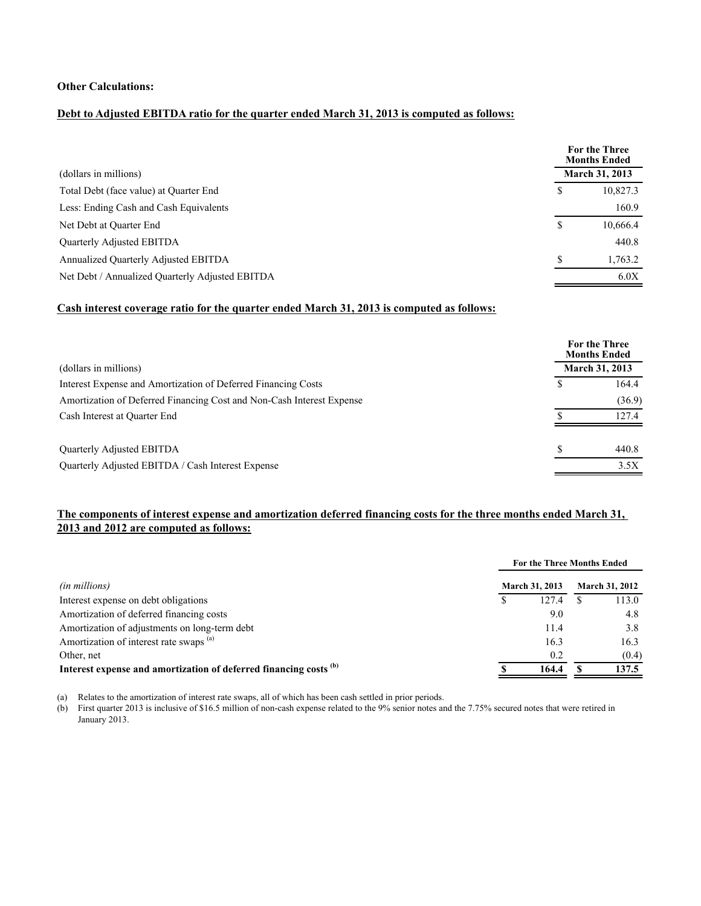**Other Calculations:**

**Debt to Adjusted EBITDA ratio for the quarter ended March 31, 2013 is computed as follows:**

| (dollars in millions) | For the Three Months Ended March 31, 2013 |
|---|---|
| Total Debt (face value) at Quarter End | $ 10,827.3 |
| Less: Ending Cash and Cash Equivalents | 160.9 |
| Net Debt at Quarter End | $ 10,666.4 |
| Quarterly Adjusted EBITDA | 440.8 |
| Annualized Quarterly Adjusted EBITDA | $ 1,763.2 |
| Net Debt / Annualized Quarterly Adjusted EBITDA | 6.0X |

**Cash interest coverage ratio for the quarter ended March 31, 2013 is computed as follows:**

| (dollars in millions) | For the Three Months Ended March 31, 2013 |
|---|---|
| Interest Expense and Amortization of Deferred Financing Costs | $ 164.4 |
| Amortization of Deferred Financing Cost and Non-Cash Interest Expense | (36.9) |
| Cash Interest at Quarter End | $ 127.4 |
| | |
| Quarterly Adjusted EBITDA | $ 440.8 |
| Quarterly Adjusted EBITDA / Cash Interest Expense | 3.5X |

**The components of interest expense and amortization deferred financing costs for the three months ended March 31, 2013 and 2012 are computed as follows:**

| | For the Three Months Ended | |
|---|---|---|
| *(in millions)* | March 31, 2013 | March 31, 2012 |
| Interest expense on debt obligations | $ 127.4 | $ 113.0 |
| Amortization of deferred financing costs | 9.0 | 4.8 |
| Amortization of adjustments on long-term debt | 11.4 | 3.8 |
| Amortization of interest rate swaps [(a)] | 16.3 | 16.3 |
| Other, net | 0.2 | (0.4) |
| **Interest expense and amortization of deferred financing costs [(b)]** | **$ 164.4** | **$ 137.5** |

(a) Relates to the amortization of interest rate swaps, all of which has been cash settled in prior periods.

(b) First quarter 2013 is inclusive of $16.5 million of non-cash expense related to the 9% senior notes and the 7.75% secured notes that were retired in January 2013.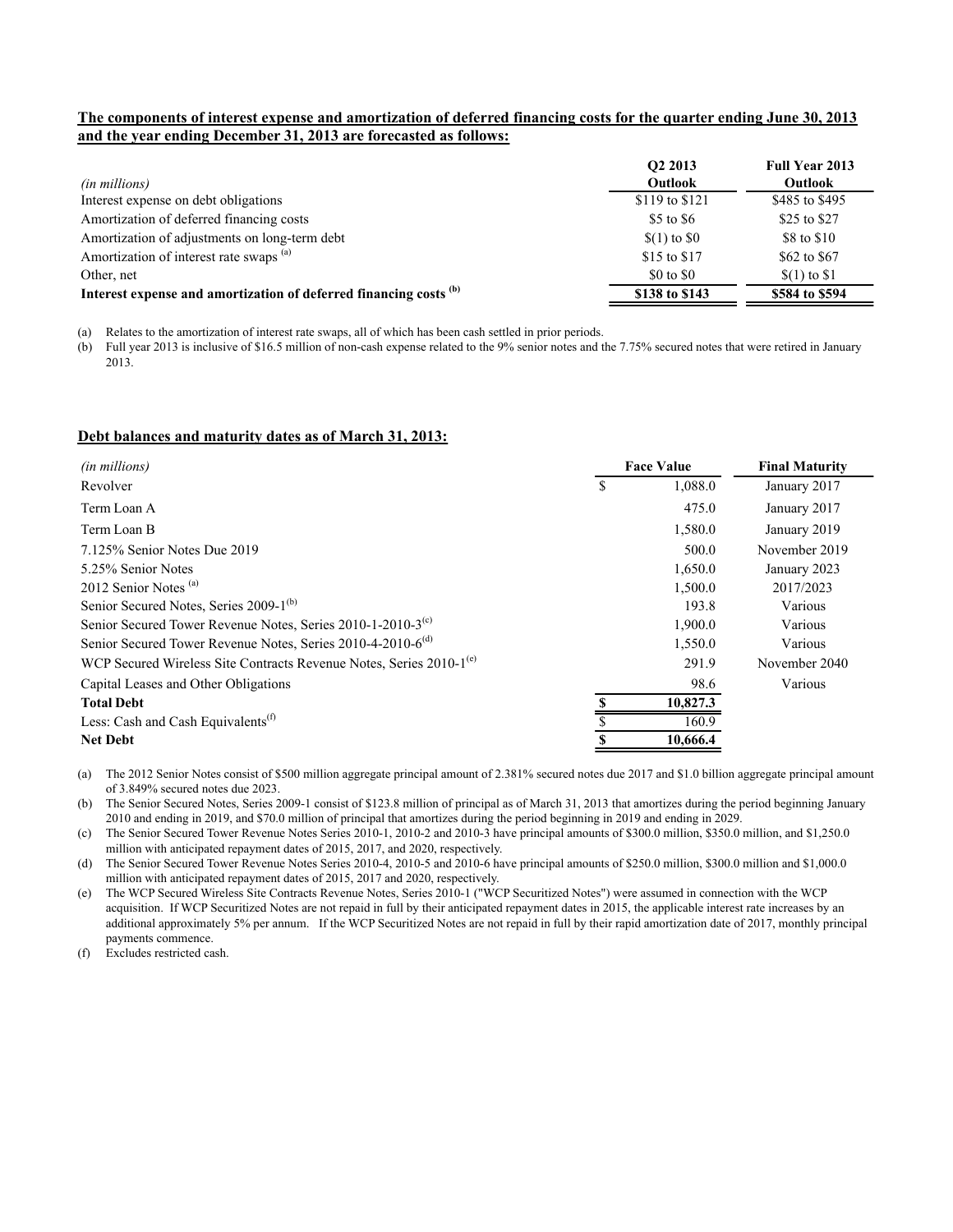**The components of interest expense and amortization of deferred financing costs for the quarter ending June 30, 2013 and the year ending December 31, 2013 are forecasted as follows:**

| *(in millions)* | Q2 2013 Outlook | Full Year 2013 Outlook |
|---|---|---|
| Interest expense on debt obligations | \$119 to \$121 | \$485 to \$495 |
| Amortization of deferred financing costs | \$5 to \$6 | \$25 to \$27 |
| Amortization of adjustments on long-term debt | \$(1) to \$0 | \$8 to \$10 |
| Amortization of interest rate swaps [(a)] | \$15 to \$17 | \$62 to \$67 |
| Other, net | \$0 to \$0 | \$(1) to \$1 |
| **Interest expense and amortization of deferred financing costs [(b)]** | **\$138 to \$143** | **\$584 to \$594** |

(a) Relates to the amortization of interest rate swaps, all of which has been cash settled in prior periods.

(b) Full year 2013 is inclusive of \$16.5 million of non-cash expense related to the 9% senior notes and the 7.75% secured notes that were retired in January 2013.

**Debt balances and maturity dates as of March 31, 2013:**

| *(in millions)* | Face Value | Final Maturity |
|---|---|---|
| Revolver | \$ 1,088.0 | January 2017 |
| Term Loan A | 475.0 | January 2017 |
| Term Loan B | 1,580.0 | January 2019 |
| 7.125% Senior Notes Due 2019 | 500.0 | November 2019 |
| 5.25% Senior Notes | 1,650.0 | January 2023 |
| 2012 Senior Notes [(a)] | 1,500.0 | 2017/2023 |
| Senior Secured Notes, Series 2009-1[(b)] | 193.8 | Various |
| Senior Secured Tower Revenue Notes, Series 2010-1-2010-3[(c)] | 1,900.0 | Various |
| Senior Secured Tower Revenue Notes, Series 2010-4-2010-6[(d)] | 1,550.0 | Various |
| WCP Secured Wireless Site Contracts Revenue Notes, Series 2010-1[(e)] | 291.9 | November 2040 |
| Capital Leases and Other Obligations | 98.6 | Various |
| **Total Debt** | **\$ 10,827.3** | |
| Less: Cash and Cash Equivalents[(f)] | \$ 160.9 | |
| **Net Debt** | **\$ 10,666.4** | |

(a) The 2012 Senior Notes consist of \$500 million aggregate principal amount of 2.381% secured notes due 2017 and \$1.0 billion aggregate principal amount of 3.849% secured notes due 2023.

(b) The Senior Secured Notes, Series 2009-1 consist of \$123.8 million of principal as of March 31, 2013 that amortizes during the period beginning January 2010 and ending in 2019, and \$70.0 million of principal that amortizes during the period beginning in 2019 and ending in 2029.

(c) The Senior Secured Tower Revenue Notes Series 2010-1, 2010-2 and 2010-3 have principal amounts of \$300.0 million, \$350.0 million, and \$1,250.0 million with anticipated repayment dates of 2015, 2017, and 2020, respectively.

(d) The Senior Secured Tower Revenue Notes Series 2010-4, 2010-5 and 2010-6 have principal amounts of \$250.0 million, \$300.0 million and \$1,000.0 million with anticipated repayment dates of 2015, 2017 and 2020, respectively.

(e) The WCP Secured Wireless Site Contracts Revenue Notes, Series 2010-1 ("WCP Securitized Notes") were assumed in connection with the WCP acquisition. If WCP Securitized Notes are not repaid in full by their anticipated repayment dates in 2015, the applicable interest rate increases by an additional approximately 5% per annum. If the WCP Securitized Notes are not repaid in full by their rapid amortization date of 2017, monthly principal payments commence.

(f) Excludes restricted cash.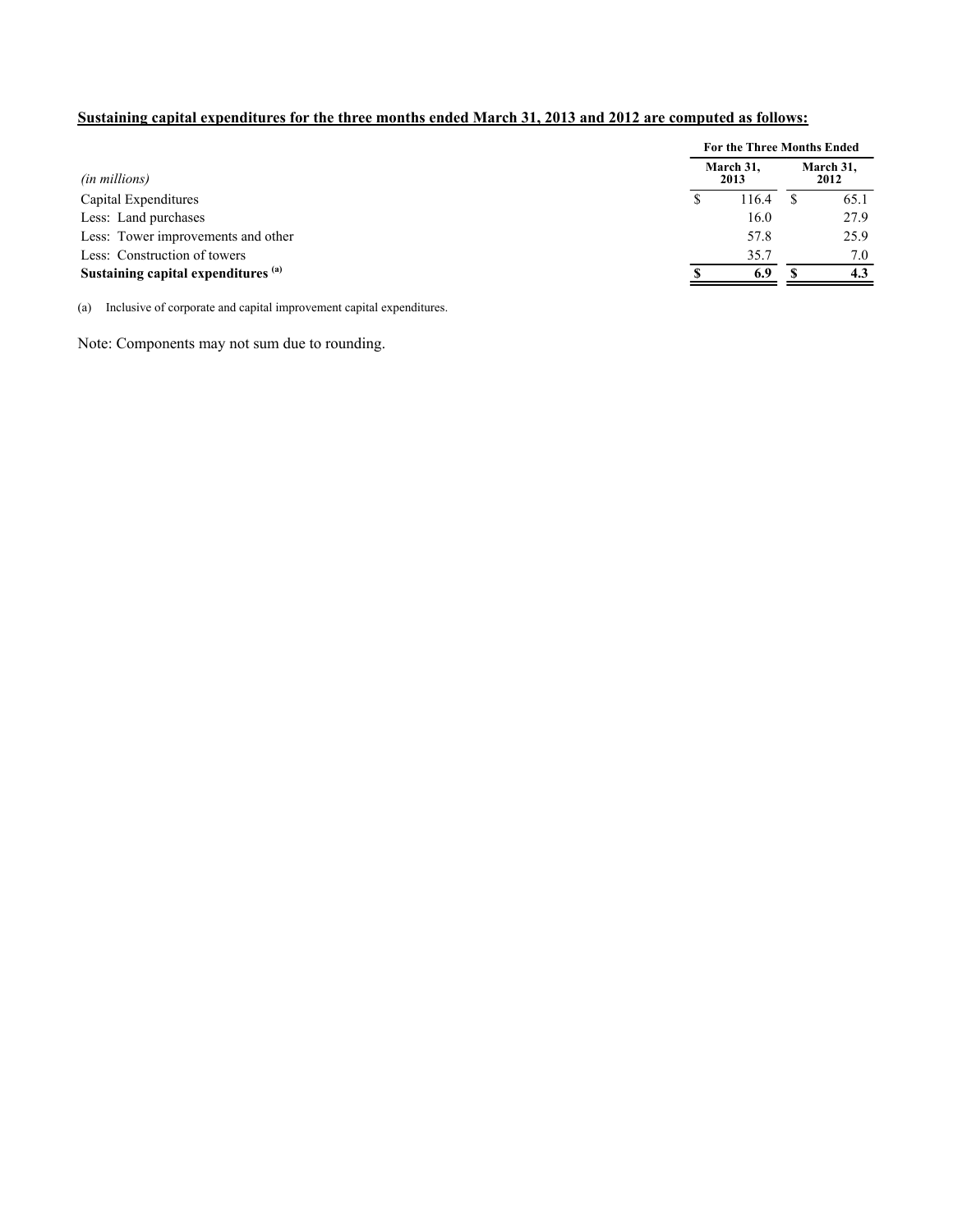**Sustaining capital expenditures for the three months ended March 31, 2013 and 2012 are computed as follows:**

| | For the Three Months Ended | |
|---|---|---|
| *(in millions)* | March 31, 2013 | March 31, 2012 |
| Capital Expenditures | $ 116.4 | $ 65.1 |
| Less: Land purchases | 16.0 | 27.9 |
| Less: Tower improvements and other | 57.8 | 25.9 |
| Less: Construction of towers | 35.7 | 7.0 |
| **Sustaining capital expenditures [(a)]** | **$ 6.9** | **$ 4.3** |

(a) Inclusive of corporate and capital improvement capital expenditures.

Note: Components may not sum due to rounding.